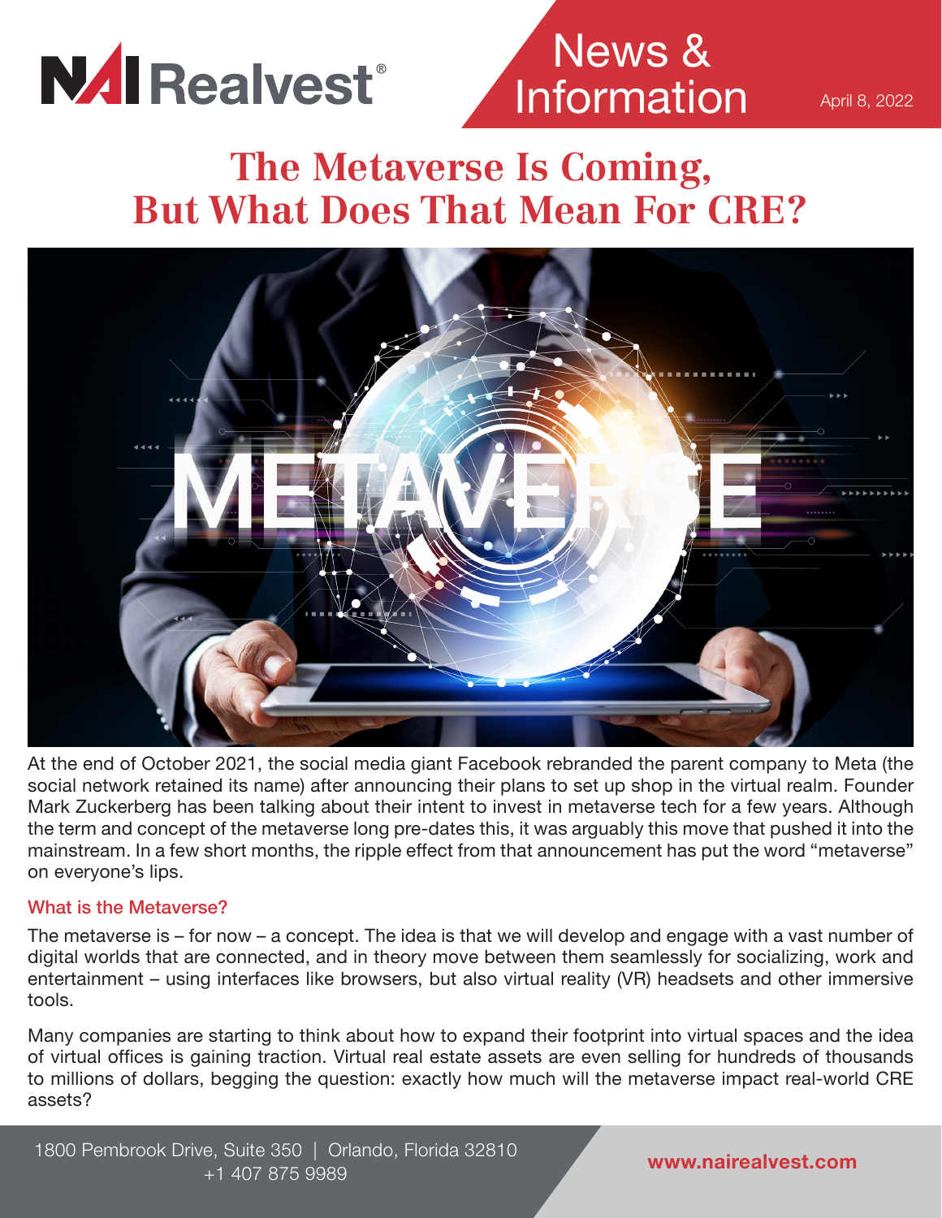NAI Realvest®

News & Information

April 8, 2022

# The Metaverse Is Coming, But What Does That Mean For CRE?

At the end of October 2021, the social media giant Facebook rebranded the parent company to Meta (the social network retained its name) after announcing their plans to set up shop in the virtual realm. Founder Mark Zuckerberg has been talking about their intent to invest in metaverse tech for a few years. Although the term and concept of the metaverse long pre-dates this, it was arguably this move that pushed it into the mainstream. In a few short months, the ripple effect from that announcement has put the word "metaverse" on everyone's lips.

## What is the Metaverse?

The metaverse is – for now – a concept. The idea is that we will develop and engage with a vast number of digital worlds that are connected, and in theory move between them seamlessly for socializing, work and entertainment – using interfaces like browsers, but also virtual reality (VR) headsets and other immersive tools.

Many companies are starting to think about how to expand their footprint into virtual spaces and the idea of virtual offices is gaining traction. Virtual real estate assets are even selling for hundreds of thousands to millions of dollars, begging the question: exactly how much will the metaverse impact real-world CRE assets?

1800 Pembrook Drive, Suite 350 | Orlando, Florida 32810
+1 407 875 9989

www.nairealvest.com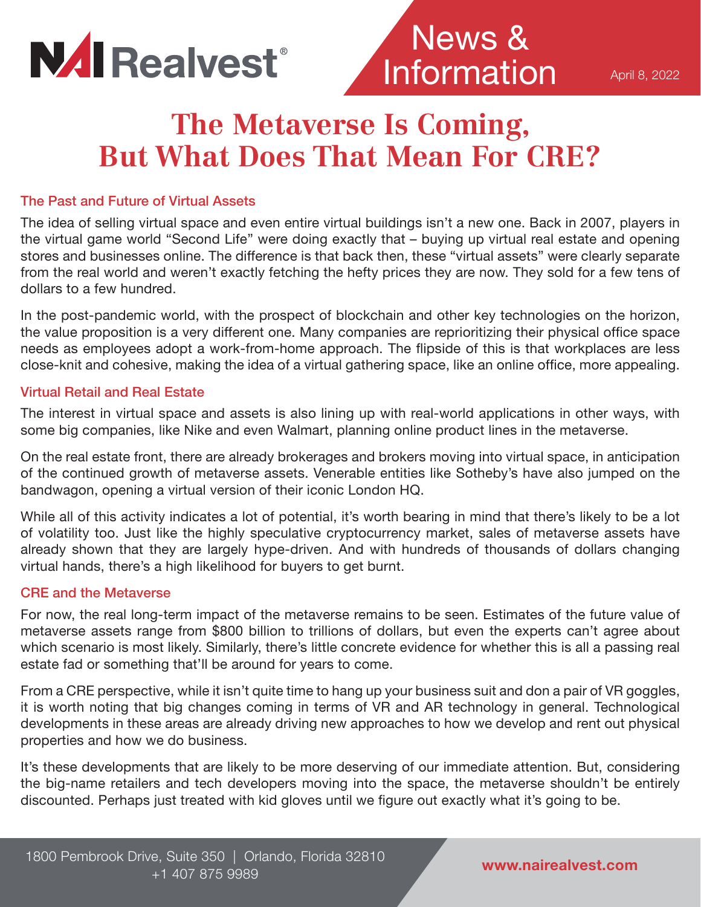# The Metaverse Is Coming, But What Does That Mean For CRE?

### The Past and Future of Virtual Assets

The idea of selling virtual space and even entire virtual buildings isn't a new one. Back in 2007, players in the virtual game world "Second Life" were doing exactly that – buying up virtual real estate and opening stores and businesses online. The difference is that back then, these "virtual assets" were clearly separate from the real world and weren't exactly fetching the hefty prices they are now. They sold for a few tens of dollars to a few hundred.

In the post-pandemic world, with the prospect of blockchain and other key technologies on the horizon, the value proposition is a very different one. Many companies are reprioritizing their physical office space needs as employees adopt a work-from-home approach. The flipside of this is that workplaces are less close-knit and cohesive, making the idea of a virtual gathering space, like an online office, more appealing.

### Virtual Retail and Real Estate

The interest in virtual space and assets is also lining up with real-world applications in other ways, with some big companies, like Nike and even Walmart, planning online product lines in the metaverse.

On the real estate front, there are already brokerages and brokers moving into virtual space, in anticipation of the continued growth of metaverse assets. Venerable entities like Sotheby's have also jumped on the bandwagon, opening a virtual version of their iconic London HQ.

While all of this activity indicates a lot of potential, it's worth bearing in mind that there's likely to be a lot of volatility too. Just like the highly speculative cryptocurrency market, sales of metaverse assets have already shown that they are largely hype-driven. And with hundreds of thousands of dollars changing virtual hands, there's a high likelihood for buyers to get burnt.

### CRE and the Metaverse

For now, the real long-term impact of the metaverse remains to be seen. Estimates of the future value of metaverse assets range from $800 billion to trillions of dollars, but even the experts can't agree about which scenario is most likely. Similarly, there's little concrete evidence for whether this is all a passing real estate fad or something that'll be around for years to come.

From a CRE perspective, while it isn't quite time to hang up your business suit and don a pair of VR goggles, it is worth noting that big changes coming in terms of VR and AR technology in general. Technological developments in these areas are already driving new approaches to how we develop and rent out physical properties and how we do business.

It's these developments that are likely to be more deserving of our immediate attention. But, considering the big-name retailers and tech developers moving into the space, the metaverse shouldn't be entirely discounted. Perhaps just treated with kid gloves until we figure out exactly what it's going to be.